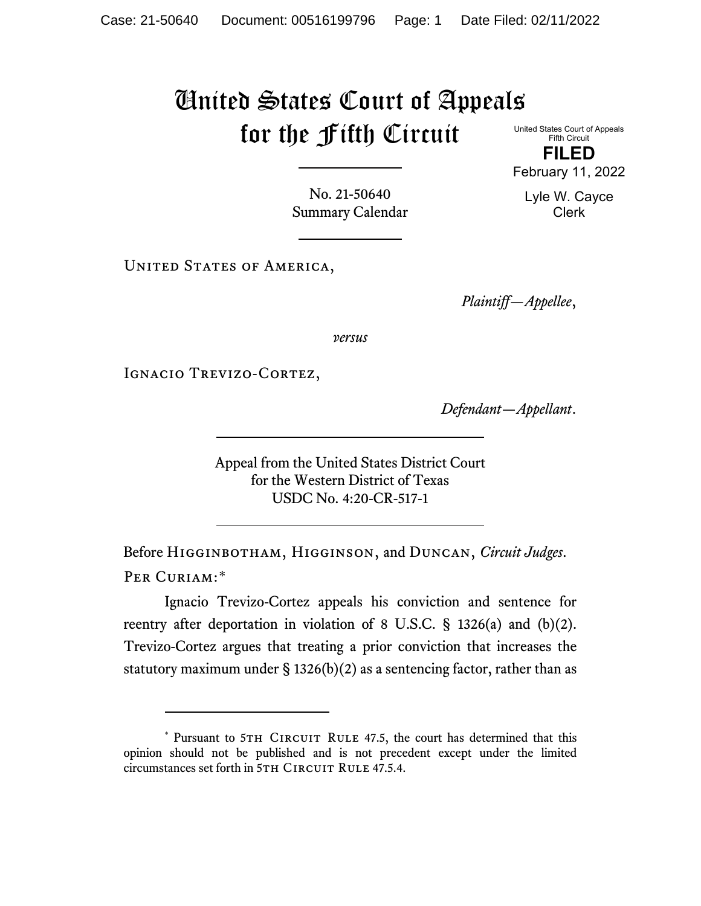# United States Court of Appeals for the Fifth Circuit

United States Court of Appeals
Fifth Circuit

**FILED**

February 11, 2022

Lyle W. Cayce
Clerk

No. 21-50640
Summary Calendar

United States of America,

*Plaintiff—Appellee*,

*versus*

Ignacio Trevizo-Cortez,

*Defendant—Appellant*.

Appeal from the United States District Court
for the Western District of Texas
USDC No. 4:20-CR-517-1

Before Higginbotham, Higginson, and Duncan, *Circuit Judges*.

Per Curiam:*

Ignacio Trevizo-Cortez appeals his conviction and sentence for reentry after deportation in violation of 8 U.S.C. § 1326(a) and (b)(2). Trevizo-Cortez argues that treating a prior conviction that increases the statutory maximum under § 1326(b)(2) as a sentencing factor, rather than as

---

* Pursuant to 5th Circuit Rule 47.5, the court has determined that this opinion should not be published and is not precedent except under the limited circumstances set forth in 5th Circuit Rule 47.5.4.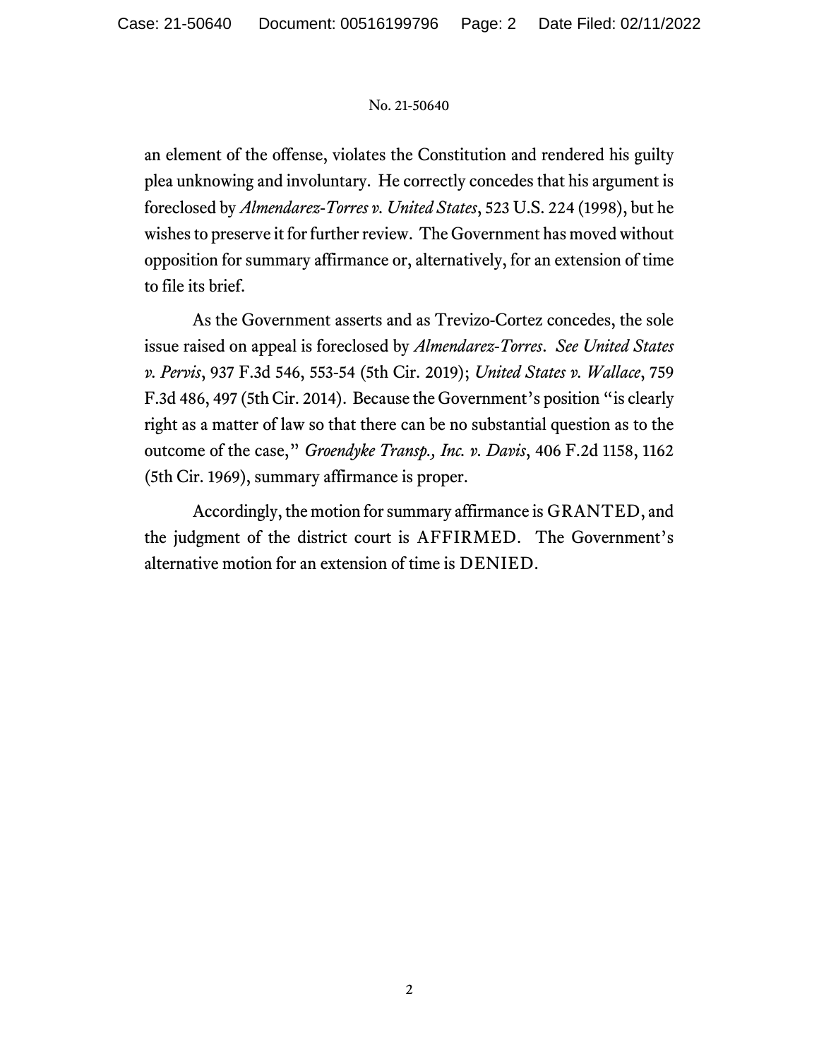an element of the offense, violates the Constitution and rendered his guilty plea unknowing and involuntary. He correctly concedes that his argument is foreclosed by *Almendarez-Torres v. United States*, 523 U.S. 224 (1998), but he wishes to preserve it for further review. The Government has moved without opposition for summary affirmance or, alternatively, for an extension of time to file its brief.

As the Government asserts and as Trevizo-Cortez concedes, the sole issue raised on appeal is foreclosed by *Almendarez-Torres*. *See United States v. Pervis*, 937 F.3d 546, 553-54 (5th Cir. 2019); *United States v. Wallace*, 759 F.3d 486, 497 (5th Cir. 2014). Because the Government's position "is clearly right as a matter of law so that there can be no substantial question as to the outcome of the case," *Groendyke Transp., Inc. v. Davis*, 406 F.2d 1158, 1162 (5th Cir. 1969), summary affirmance is proper.

Accordingly, the motion for summary affirmance is GRANTED, and the judgment of the district court is AFFIRMED. The Government's alternative motion for an extension of time is DENIED.